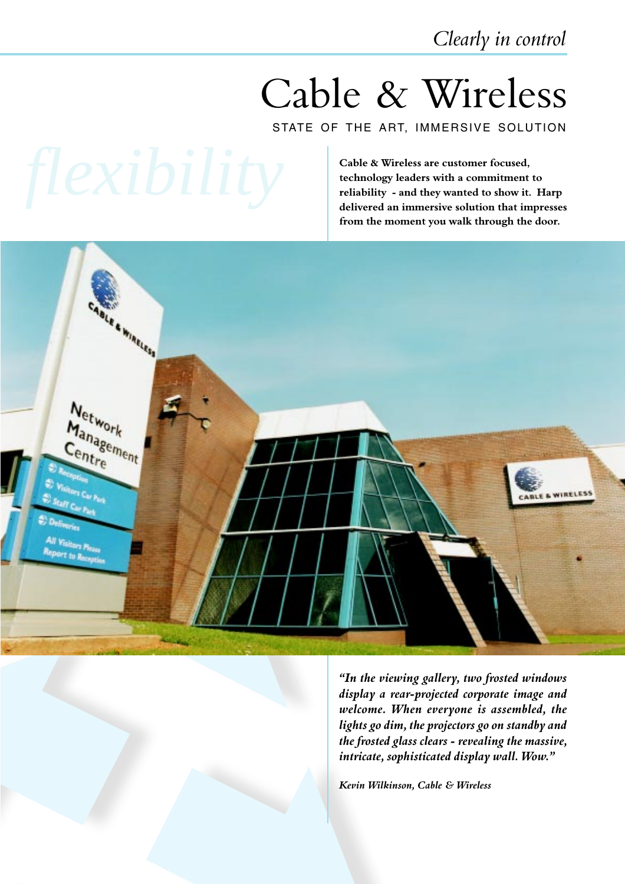*Clearly in control*

# Cable & Wireless

STATE OF THE ART, IMMERSIVE SOLUTION

*flexibility*

**Cable & Wireless are customer focused, technology leaders with a commitment to reliability - and they wanted to show it. Harp delivered an immersive solution that impresses from the moment you walk through the door.**

*"In the viewing gallery, two frosted windows display a rear-projected corporate image and welcome. When everyone is assembled, the lights go dim, the projectors go on standby and the frosted glass clears - revealing the massive, intricate, sophisticated display wall. Wow."*

***Kevin Wilkinson, Cable & Wireless***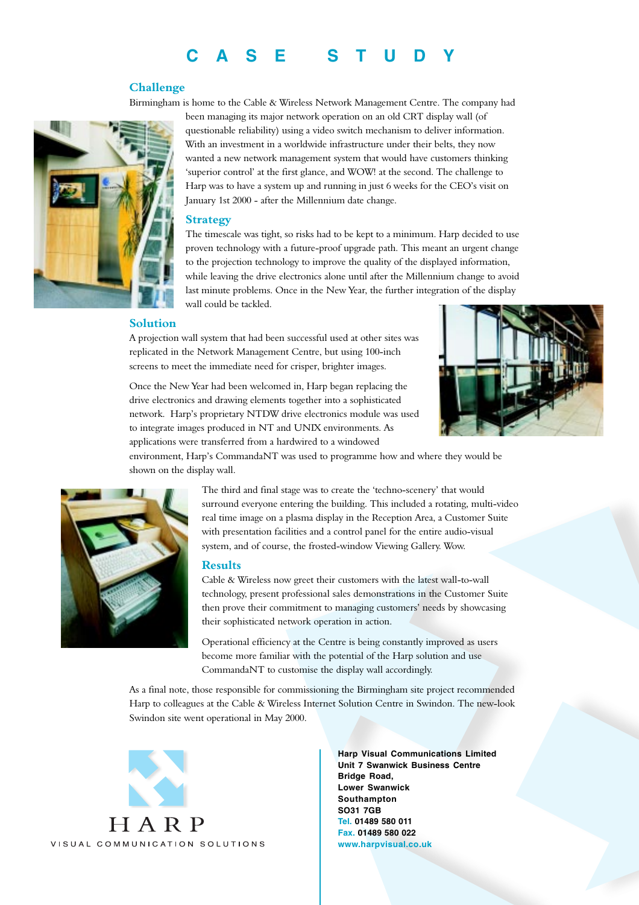# CASE STUDY

## Challenge

Birmingham is home to the Cable & Wireless Network Management Centre. The company had been managing its major network operation on an old CRT display wall (of questionable reliability) using a video switch mechanism to deliver information. With an investment in a worldwide infrastructure under their belts, they now wanted a new network management system that would have customers thinking 'superior control' at the first glance, and WOW! at the second. The challenge to Harp was to have a system up and running in just 6 weeks for the CEO's visit on January 1st 2000 - after the Millennium date change.

## Strategy

The timescale was tight, so risks had to be kept to a minimum. Harp decided to use proven technology with a future-proof upgrade path. This meant an urgent change to the projection technology to improve the quality of the displayed information, while leaving the drive electronics alone until after the Millennium change to avoid last minute problems. Once in the New Year, the further integration of the display wall could be tackled.

## Solution

A projection wall system that had been successful used at other sites was replicated in the Network Management Centre, but using 100-inch screens to meet the immediate need for crisper, brighter images.

Once the New Year had been welcomed in, Harp began replacing the drive electronics and drawing elements together into a sophisticated network. Harp's proprietary NTDW drive electronics module was used to integrate images produced in NT and UNIX environments. As applications were transferred from a hardwired to a windowed environment, Harp's CommandaNT was used to programme how and where they would be shown on the display wall.

The third and final stage was to create the 'techno-scenery' that would surround everyone entering the building. This included a rotating, multi-video real time image on a plasma display in the Reception Area, a Customer Suite with presentation facilities and a control panel for the entire audio-visual system, and of course, the frosted-window Viewing Gallery. Wow.

## Results

Cable & Wireless now greet their customers with the latest wall-to-wall technology, present professional sales demonstrations in the Customer Suite then prove their commitment to managing customers' needs by showcasing their sophisticated network operation in action.

Operational efficiency at the Centre is being constantly improved as users become more familiar with the potential of the Harp solution and use CommandaNT to customise the display wall accordingly.

As a final note, those responsible for commissioning the Birmingham site project recommended Harp to colleagues at the Cable & Wireless Internet Solution Centre in Swindon. The new-look Swindon site went operational in May 2000.

HARP
VISUAL COMMUNICATION SOLUTIONS

**Harp Visual Communications Limited**
**Unit 7 Swanwick Business Centre**
**Bridge Road,**
**Lower Swanwick**
**Southampton**
**SO31 7GB**
Tel. **01489 580 011**
Fax. **01489 580 022**
www.harpvisual.co.uk